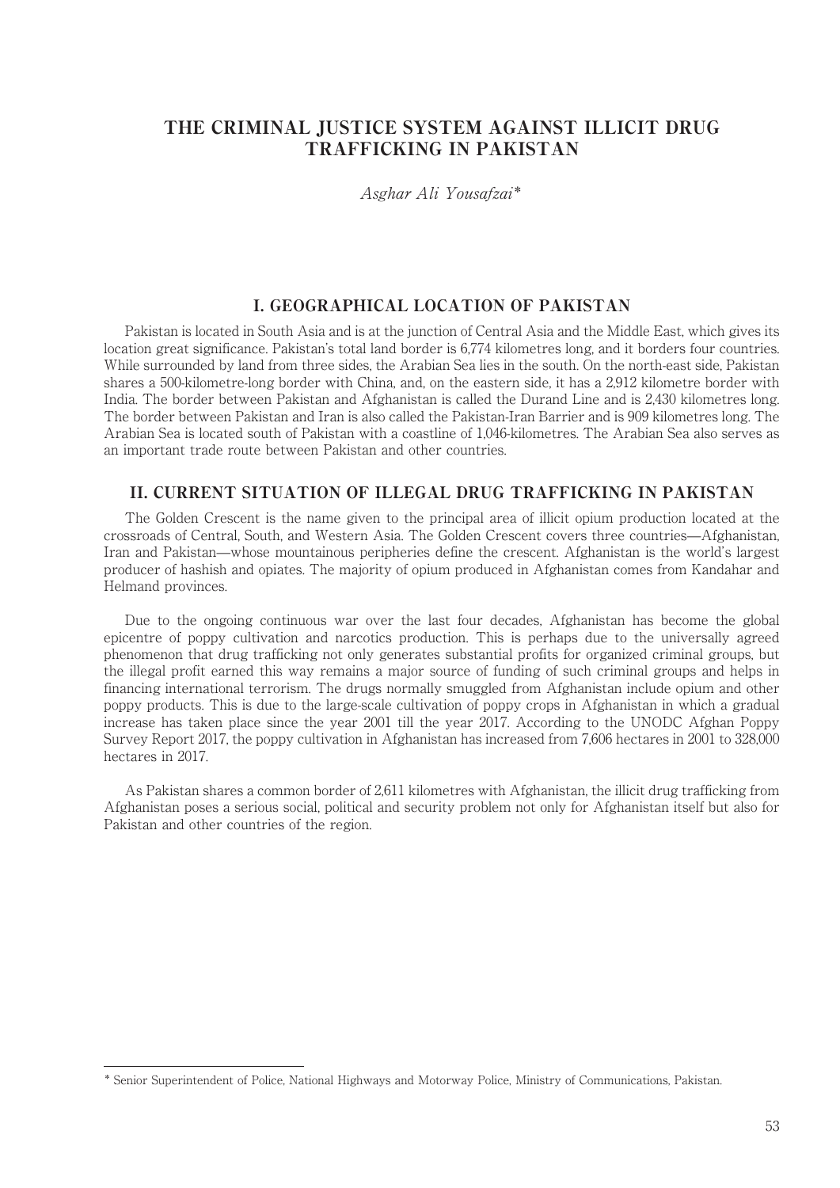# THE CRIMINAL JUSTICE SYSTEM AGAINST ILLICIT DRUG TRAFFICKING IN PAKISTAN

*Asghar Ali Yousafzai**

## I. GEOGRAPHICAL LOCATION OF PAKISTAN

Pakistan is located in South Asia and is at the junction of Central Asia and the Middle East, which gives its location great significance. Pakistan's total land border is 6,774 kilometres long, and it borders four countries. While surrounded by land from three sides, the Arabian Sea lies in the south. On the north-east side, Pakistan shares a 500-kilometre-long border with China, and, on the eastern side, it has a 2,912 kilometre border with India. The border between Pakistan and Afghanistan is called the Durand Line and is 2,430 kilometres long. The border between Pakistan and Iran is also called the Pakistan-Iran Barrier and is 909 kilometres long. The Arabian Sea is located south of Pakistan with a coastline of 1,046-kilometres. The Arabian Sea also serves as an important trade route between Pakistan and other countries.

## II. CURRENT SITUATION OF ILLEGAL DRUG TRAFFICKING IN PAKISTAN

The Golden Crescent is the name given to the principal area of illicit opium production located at the crossroads of Central, South, and Western Asia. The Golden Crescent covers three countries—Afghanistan, Iran and Pakistan—whose mountainous peripheries define the crescent. Afghanistan is the world's largest producer of hashish and opiates. The majority of opium produced in Afghanistan comes from Kandahar and Helmand provinces.

Due to the ongoing continuous war over the last four decades, Afghanistan has become the global epicentre of poppy cultivation and narcotics production. This is perhaps due to the universally agreed phenomenon that drug trafficking not only generates substantial profits for organized criminal groups, but the illegal profit earned this way remains a major source of funding of such criminal groups and helps in financing international terrorism. The drugs normally smuggled from Afghanistan include opium and other poppy products. This is due to the large-scale cultivation of poppy crops in Afghanistan in which a gradual increase has taken place since the year 2001 till the year 2017. According to the UNODC Afghan Poppy Survey Report 2017, the poppy cultivation in Afghanistan has increased from 7,606 hectares in 2001 to 328,000 hectares in 2017.

As Pakistan shares a common border of 2,611 kilometres with Afghanistan, the illicit drug trafficking from Afghanistan poses a serious social, political and security problem not only for Afghanistan itself but also for Pakistan and other countries of the region.

---

* Senior Superintendent of Police, National Highways and Motorway Police, Ministry of Communications, Pakistan.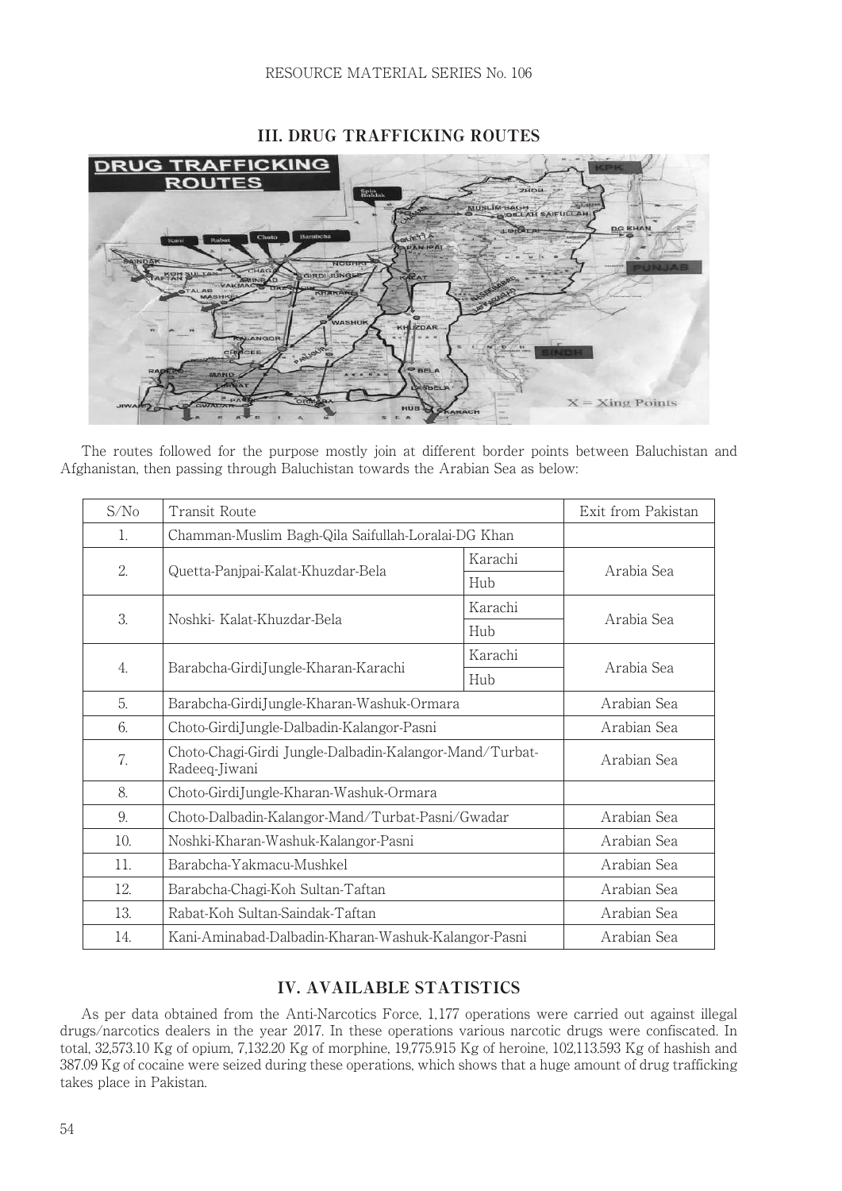## III. DRUG TRAFFICKING ROUTES

The routes followed for the purpose mostly join at different border points between Baluchistan and Afghanistan, then passing through Baluchistan towards the Arabian Sea as below:

| S/No | Transit Route | | Exit from Pakistan |
|---|---|---|---|
| 1. | Chamman-Muslim Bagh-Qila Saifullah-Loralai-DG Khan | | |
| 2. | Quetta-Panjpai-Kalat-Khuzdar-Bela | Karachi | Arabia Sea |
| | | Hub | |
| 3. | Noshki- Kalat-Khuzdar-Bela | Karachi | Arabia Sea |
| | | Hub | |
| 4. | Barabcha-GirdiJungle-Kharan-Karachi | Karachi | Arabia Sea |
| | | Hub | |
| 5. | Barabcha-GirdiJungle-Kharan-Washuk-Ormara | | Arabian Sea |
| 6. | Choto-GirdiJungle-Dalbadin-Kalangor-Pasni | | Arabian Sea |
| 7. | Choto-Chagi-Girdi Jungle-Dalbadin-Kalangor-Mand/Turbat-Radeeq-Jiwani | | Arabian Sea |
| 8. | Choto-GirdiJungle-Kharan-Washuk-Ormara | | |
| 9. | Choto-Dalbadin-Kalangor-Mand/Turbat-Pasni/Gwadar | | Arabian Sea |
| 10. | Noshki-Kharan-Washuk-Kalangor-Pasni | | Arabian Sea |
| 11. | Barabcha-Yakmacu-Mushkel | | Arabian Sea |
| 12. | Barabcha-Chagi-Koh Sultan-Taftan | | Arabian Sea |
| 13. | Rabat-Koh Sultan-Saindak-Taftan | | Arabian Sea |
| 14. | Kani-Aminabad-Dalbadin-Kharan-Washuk-Kalangor-Pasni | | Arabian Sea |

## IV. AVAILABLE STATISTICS

As per data obtained from the Anti-Narcotics Force, 1,177 operations were carried out against illegal drugs/narcotics dealers in the year 2017. In these operations various narcotic drugs were confiscated. In total, 32,573.10 Kg of opium, 7,132.20 Kg of morphine, 19,775.915 Kg of heroine, 102,113.593 Kg of hashish and 387.09 Kg of cocaine were seized during these operations, which shows that a huge amount of drug trafficking takes place in Pakistan.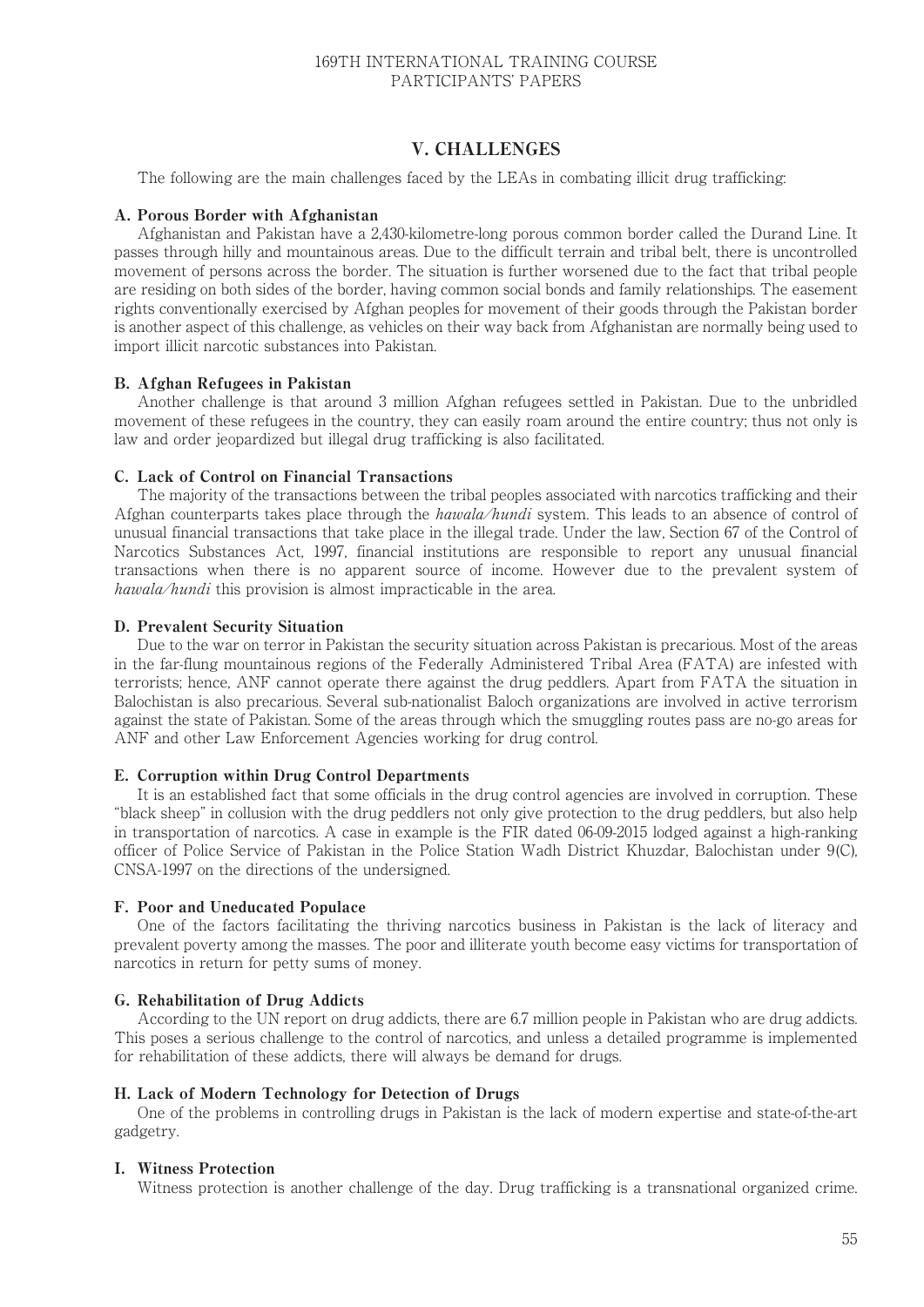## V. CHALLENGES

The following are the main challenges faced by the LEAs in combating illicit drug trafficking:

### A. Porous Border with Afghanistan

Afghanistan and Pakistan have a 2,430-kilometre-long porous common border called the Durand Line. It passes through hilly and mountainous areas. Due to the difficult terrain and tribal belt, there is uncontrolled movement of persons across the border. The situation is further worsened due to the fact that tribal people are residing on both sides of the border, having common social bonds and family relationships. The easement rights conventionally exercised by Afghan peoples for movement of their goods through the Pakistan border is another aspect of this challenge, as vehicles on their way back from Afghanistan are normally being used to import illicit narcotic substances into Pakistan.

### B. Afghan Refugees in Pakistan

Another challenge is that around 3 million Afghan refugees settled in Pakistan. Due to the unbridled movement of these refugees in the country, they can easily roam around the entire country; thus not only is law and order jeopardized but illegal drug trafficking is also facilitated.

### C. Lack of Control on Financial Transactions

The majority of the transactions between the tribal peoples associated with narcotics trafficking and their Afghan counterparts takes place through the *hawala/hundi* system. This leads to an absence of control of unusual financial transactions that take place in the illegal trade. Under the law, Section 67 of the Control of Narcotics Substances Act, 1997, financial institutions are responsible to report any unusual financial transactions when there is no apparent source of income. However due to the prevalent system of *hawala/hundi* this provision is almost impracticable in the area.

### D. Prevalent Security Situation

Due to the war on terror in Pakistan the security situation across Pakistan is precarious. Most of the areas in the far-flung mountainous regions of the Federally Administered Tribal Area (FATA) are infested with terrorists; hence, ANF cannot operate there against the drug peddlers. Apart from FATA the situation in Balochistan is also precarious. Several sub-nationalist Baloch organizations are involved in active terrorism against the state of Pakistan. Some of the areas through which the smuggling routes pass are no-go areas for ANF and other Law Enforcement Agencies working for drug control.

### E. Corruption within Drug Control Departments

It is an established fact that some officials in the drug control agencies are involved in corruption. These "black sheep" in collusion with the drug peddlers not only give protection to the drug peddlers, but also help in transportation of narcotics. A case in example is the FIR dated 06-09-2015 lodged against a high-ranking officer of Police Service of Pakistan in the Police Station Wadh District Khuzdar, Balochistan under 9(C), CNSA-1997 on the directions of the undersigned.

### F. Poor and Uneducated Populace

One of the factors facilitating the thriving narcotics business in Pakistan is the lack of literacy and prevalent poverty among the masses. The poor and illiterate youth become easy victims for transportation of narcotics in return for petty sums of money.

### G. Rehabilitation of Drug Addicts

According to the UN report on drug addicts, there are 6.7 million people in Pakistan who are drug addicts. This poses a serious challenge to the control of narcotics, and unless a detailed programme is implemented for rehabilitation of these addicts, there will always be demand for drugs.

### H. Lack of Modern Technology for Detection of Drugs

One of the problems in controlling drugs in Pakistan is the lack of modern expertise and state-of-the-art gadgetry.

### I. Witness Protection

Witness protection is another challenge of the day. Drug trafficking is a transnational organized crime.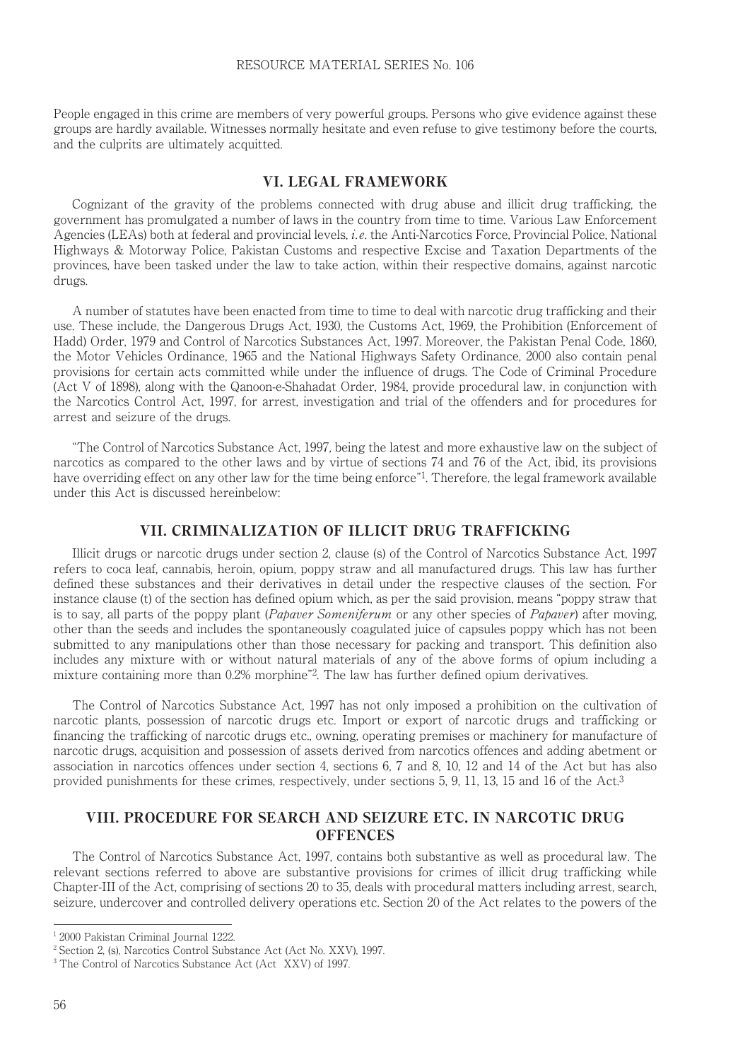People engaged in this crime are members of very powerful groups. Persons who give evidence against these groups are hardly available. Witnesses normally hesitate and even refuse to give testimony before the courts, and the culprits are ultimately acquitted.

## VI. LEGAL FRAMEWORK

Cognizant of the gravity of the problems connected with drug abuse and illicit drug trafficking, the government has promulgated a number of laws in the country from time to time. Various Law Enforcement Agencies (LEAs) both at federal and provincial levels, *i.e.* the Anti-Narcotics Force, Provincial Police, National Highways & Motorway Police, Pakistan Customs and respective Excise and Taxation Departments of the provinces, have been tasked under the law to take action, within their respective domains, against narcotic drugs.

A number of statutes have been enacted from time to time to deal with narcotic drug trafficking and their use. These include, the Dangerous Drugs Act, 1930, the Customs Act, 1969, the Prohibition (Enforcement of Hadd) Order, 1979 and Control of Narcotics Substances Act, 1997. Moreover, the Pakistan Penal Code, 1860, the Motor Vehicles Ordinance, 1965 and the National Highways Safety Ordinance, 2000 also contain penal provisions for certain acts committed while under the influence of drugs. The Code of Criminal Procedure (Act V of 1898), along with the Qanoon-e-Shahadat Order, 1984, provide procedural law, in conjunction with the Narcotics Control Act, 1997, for arrest, investigation and trial of the offenders and for procedures for arrest and seizure of the drugs.

"The Control of Narcotics Substance Act, 1997, being the latest and more exhaustive law on the subject of narcotics as compared to the other laws and by virtue of sections 74 and 76 of the Act, ibid, its provisions have overriding effect on any other law for the time being enforce"[1]. Therefore, the legal framework available under this Act is discussed hereinbelow:

## VII. CRIMINALIZATION OF ILLICIT DRUG TRAFFICKING

Illicit drugs or narcotic drugs under section 2, clause (s) of the Control of Narcotics Substance Act, 1997 refers to coca leaf, cannabis, heroin, opium, poppy straw and all manufactured drugs. This law has further defined these substances and their derivatives in detail under the respective clauses of the section. For instance clause (t) of the section has defined opium which, as per the said provision, means "poppy straw that is to say, all parts of the poppy plant (*Papaver Someniferum* or any other species of *Papaver*) after moving, other than the seeds and includes the spontaneously coagulated juice of capsules poppy which has not been submitted to any manipulations other than those necessary for packing and transport. This definition also includes any mixture with or without natural materials of any of the above forms of opium including a mixture containing more than 0.2% morphine"[2]. The law has further defined opium derivatives.

The Control of Narcotics Substance Act, 1997 has not only imposed a prohibition on the cultivation of narcotic plants, possession of narcotic drugs etc. Import or export of narcotic drugs and trafficking or financing the trafficking of narcotic drugs etc., owning, operating premises or machinery for manufacture of narcotic drugs, acquisition and possession of assets derived from narcotics offences and adding abetment or association in narcotics offences under section 4, sections 6, 7 and 8, 10, 12 and 14 of the Act but has also provided punishments for these crimes, respectively, under sections 5, 9, 11, 13, 15 and 16 of the Act.[3]

## VIII. PROCEDURE FOR SEARCH AND SEIZURE ETC. IN NARCOTIC DRUG OFFENCES

The Control of Narcotics Substance Act, 1997, contains both substantive as well as procedural law. The relevant sections referred to above are substantive provisions for crimes of illicit drug trafficking while Chapter-III of the Act, comprising of sections 20 to 35, deals with procedural matters including arrest, search, seizure, undercover and controlled delivery operations etc. Section 20 of the Act relates to the powers of the

---

[1] 2000 Pakistan Criminal Journal 1222.

[2] Section 2, (s), Narcotics Control Substance Act (Act No. XXV), 1997.

[3] The Control of Narcotics Substance Act (Act XXV) of 1997.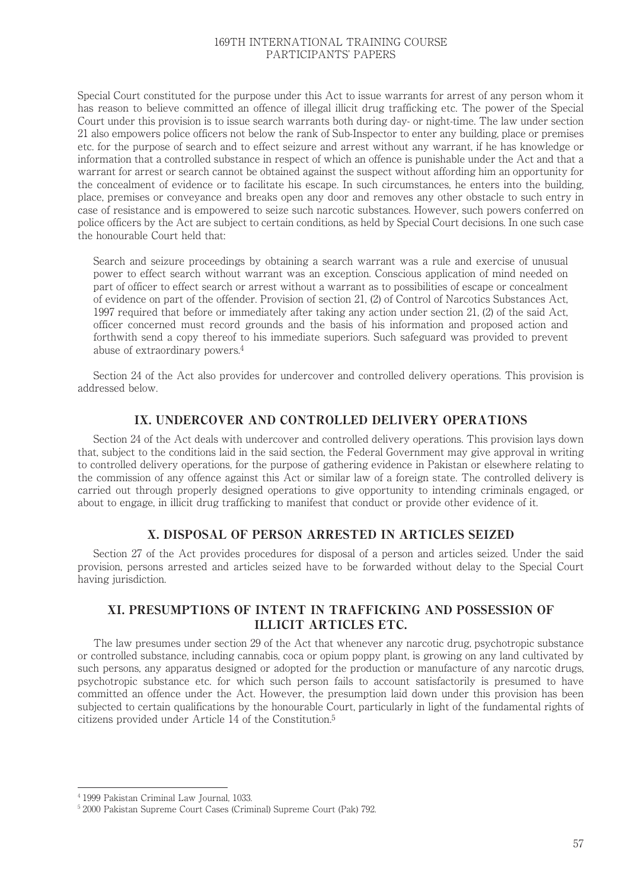Special Court constituted for the purpose under this Act to issue warrants for arrest of any person whom it has reason to believe committed an offence of illegal illicit drug trafficking etc. The power of the Special Court under this provision is to issue search warrants both during day- or night-time. The law under section 21 also empowers police officers not below the rank of Sub-Inspector to enter any building, place or premises etc. for the purpose of search and to effect seizure and arrest without any warrant, if he has knowledge or information that a controlled substance in respect of which an offence is punishable under the Act and that a warrant for arrest or search cannot be obtained against the suspect without affording him an opportunity for the concealment of evidence or to facilitate his escape. In such circumstances, he enters into the building, place, premises or conveyance and breaks open any door and removes any other obstacle to such entry in case of resistance and is empowered to seize such narcotic substances. However, such powers conferred on police officers by the Act are subject to certain conditions, as held by Special Court decisions. In one such case the honourable Court held that:

> Search and seizure proceedings by obtaining a search warrant was a rule and exercise of unusual power to effect search without warrant was an exception. Conscious application of mind needed on part of officer to effect search or arrest without a warrant as to possibilities of escape or concealment of evidence on part of the offender. Provision of section 21, (2) of Control of Narcotics Substances Act, 1997 required that before or immediately after taking any action under section 21, (2) of the said Act, officer concerned must record grounds and the basis of his information and proposed action and forthwith send a copy thereof to his immediate superiors. Such safeguard was provided to prevent abuse of extraordinary powers.[4]

Section 24 of the Act also provides for undercover and controlled delivery operations. This provision is addressed below.

## IX. UNDERCOVER AND CONTROLLED DELIVERY OPERATIONS

Section 24 of the Act deals with undercover and controlled delivery operations. This provision lays down that, subject to the conditions laid in the said section, the Federal Government may give approval in writing to controlled delivery operations, for the purpose of gathering evidence in Pakistan or elsewhere relating to the commission of any offence against this Act or similar law of a foreign state. The controlled delivery is carried out through properly designed operations to give opportunity to intending criminals engaged, or about to engage, in illicit drug trafficking to manifest that conduct or provide other evidence of it.

## X. DISPOSAL OF PERSON ARRESTED IN ARTICLES SEIZED

Section 27 of the Act provides procedures for disposal of a person and articles seized. Under the said provision, persons arrested and articles seized have to be forwarded without delay to the Special Court having jurisdiction.

## XI. PRESUMPTIONS OF INTENT IN TRAFFICKING AND POSSESSION OF ILLICIT ARTICLES ETC.

The law presumes under section 29 of the Act that whenever any narcotic drug, psychotropic substance or controlled substance, including cannabis, coca or opium poppy plant, is growing on any land cultivated by such persons, any apparatus designed or adopted for the production or manufacture of any narcotic drugs, psychotropic substance etc. for which such person fails to account satisfactorily is presumed to have committed an offence under the Act. However, the presumption laid down under this provision has been subjected to certain qualifications by the honourable Court, particularly in light of the fundamental rights of citizens provided under Article 14 of the Constitution.[5]

---

[4] 1999 Pakistan Criminal Law Journal, 1033.

[5] 2000 Pakistan Supreme Court Cases (Criminal) Supreme Court (Pak) 792.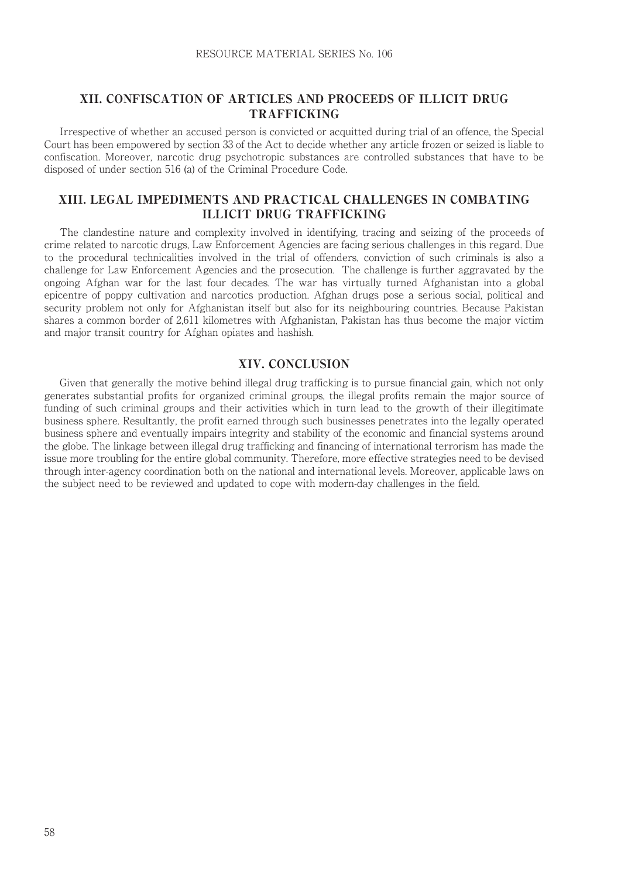## XII. CONFISCATION OF ARTICLES AND PROCEEDS OF ILLICIT DRUG TRAFFICKING

Irrespective of whether an accused person is convicted or acquitted during trial of an offence, the Special Court has been empowered by section 33 of the Act to decide whether any article frozen or seized is liable to confiscation. Moreover, narcotic drug psychotropic substances are controlled substances that have to be disposed of under section 516 (a) of the Criminal Procedure Code.

## XIII. LEGAL IMPEDIMENTS AND PRACTICAL CHALLENGES IN COMBATING ILLICIT DRUG TRAFFICKING

The clandestine nature and complexity involved in identifying, tracing and seizing of the proceeds of crime related to narcotic drugs, Law Enforcement Agencies are facing serious challenges in this regard. Due to the procedural technicalities involved in the trial of offenders, conviction of such criminals is also a challenge for Law Enforcement Agencies and the prosecution. The challenge is further aggravated by the ongoing Afghan war for the last four decades. The war has virtually turned Afghanistan into a global epicentre of poppy cultivation and narcotics production. Afghan drugs pose a serious social, political and security problem not only for Afghanistan itself but also for its neighbouring countries. Because Pakistan shares a common border of 2,611 kilometres with Afghanistan, Pakistan has thus become the major victim and major transit country for Afghan opiates and hashish.

## XIV. CONCLUSION

Given that generally the motive behind illegal drug trafficking is to pursue financial gain, which not only generates substantial profits for organized criminal groups, the illegal profits remain the major source of funding of such criminal groups and their activities which in turn lead to the growth of their illegitimate business sphere. Resultantly, the profit earned through such businesses penetrates into the legally operated business sphere and eventually impairs integrity and stability of the economic and financial systems around the globe. The linkage between illegal drug trafficking and financing of international terrorism has made the issue more troubling for the entire global community. Therefore, more effective strategies need to be devised through inter-agency coordination both on the national and international levels. Moreover, applicable laws on the subject need to be reviewed and updated to cope with modern-day challenges in the field.